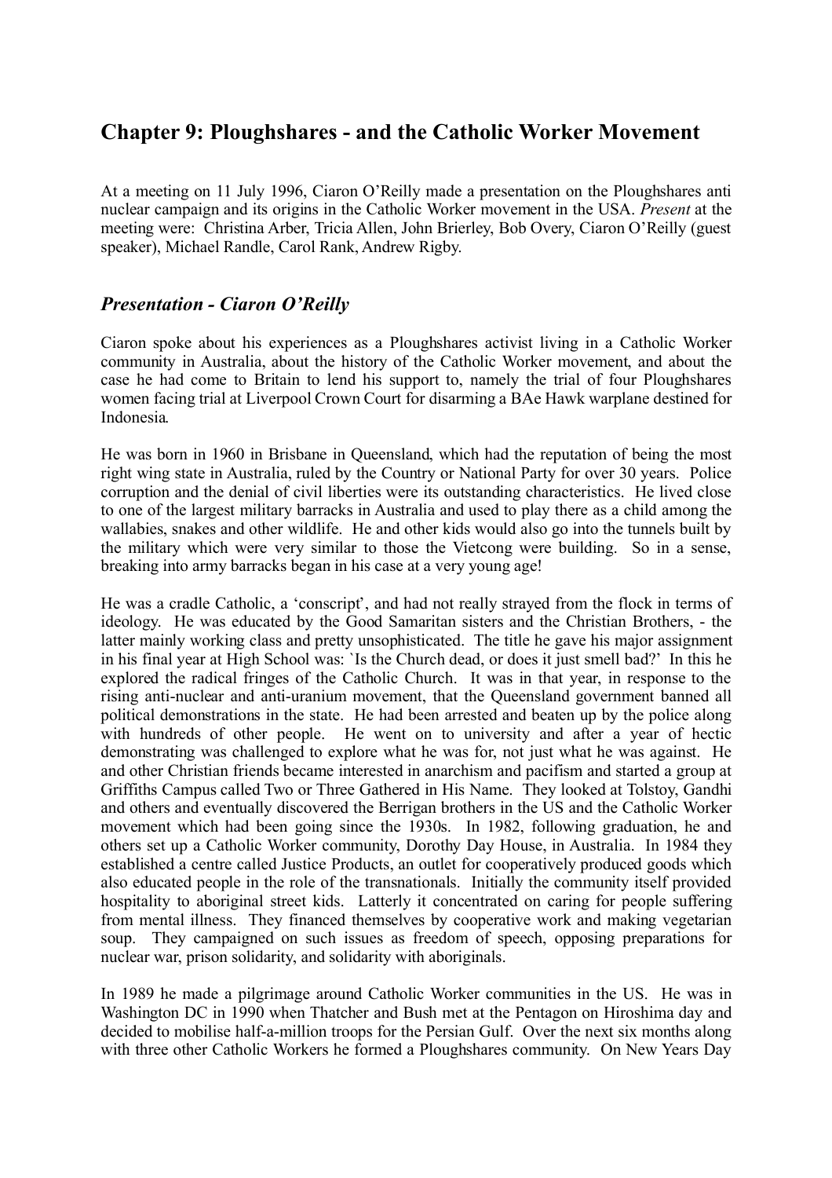## Chapter 9: Ploughshares - and the Catholic Worker Movement

At a meeting on 11 July 1996, Ciaron O'Reilly made a presentation on the Ploughshares anti nuclear campaign and its origins in the Catholic Worker movement in the USA. *Present* at the meeting were: Christina Arber, Tricia Allen, John Brierley, Bob Overy, Ciaron O'Reilly (guest speaker), Michael Randle, Carol Rank, Andrew Rigby.

### *Presentation - Ciaron O'Reilly*

Ciaron spoke about his experiences as a Ploughshares activist living in a Catholic Worker community in Australia, about the history of the Catholic Worker movement, and about the case he had come to Britain to lend his support to, namely the trial of four Ploughshares women facing trial at Liverpool Crown Court for disarming a BAe Hawk warplane destined for Indonesia.

He was born in 1960 in Brisbane in Queensland, which had the reputation of being the most right wing state in Australia, ruled by the Country or National Party for over 30 years. Police corruption and the denial of civil liberties were its outstanding characteristics. He lived close to one of the largest military barracks in Australia and used to play there as a child among the wallabies, snakes and other wildlife. He and other kids would also go into the tunnels built by the military which were very similar to those the Vietcong were building. So in a sense, breaking into army barracks began in his case at a very young age!

He was a cradle Catholic, a 'conscript', and had not really strayed from the flock in terms of ideology. He was educated by the Good Samaritan sisters and the Christian Brothers, - the latter mainly working class and pretty unsophisticated. The title he gave his major assignment in his final year at High School was: `Is the Church dead, or does it just smell bad?' In this he explored the radical fringes of the Catholic Church. It was in that year, in response to the rising anti-nuclear and anti-uranium movement, that the Queensland government banned all political demonstrations in the state. He had been arrested and beaten up by the police along with hundreds of other people. He went on to university and after a year of hectic demonstrating was challenged to explore what he was for, not just what he was against. He and other Christian friends became interested in anarchism and pacifism and started a group at Griffiths Campus called Two or Three Gathered in His Name. They looked at Tolstoy, Gandhi and others and eventually discovered the Berrigan brothers in the US and the Catholic Worker movement which had been going since the 1930s. In 1982, following graduation, he and others set up a Catholic Worker community, Dorothy Day House, in Australia. In 1984 they established a centre called Justice Products, an outlet for cooperatively produced goods which also educated people in the role of the transnationals. Initially the community itself provided hospitality to aboriginal street kids. Latterly it concentrated on caring for people suffering from mental illness. They financed themselves by cooperative work and making vegetarian soup. They campaigned on such issues as freedom of speech, opposing preparations for nuclear war, prison solidarity, and solidarity with aboriginals.

In 1989 he made a pilgrimage around Catholic Worker communities in the US. He was in Washington DC in 1990 when Thatcher and Bush met at the Pentagon on Hiroshima day and decided to mobilise half-a-million troops for the Persian Gulf. Over the next six months along with three other Catholic Workers he formed a Ploughshares community. On New Years Day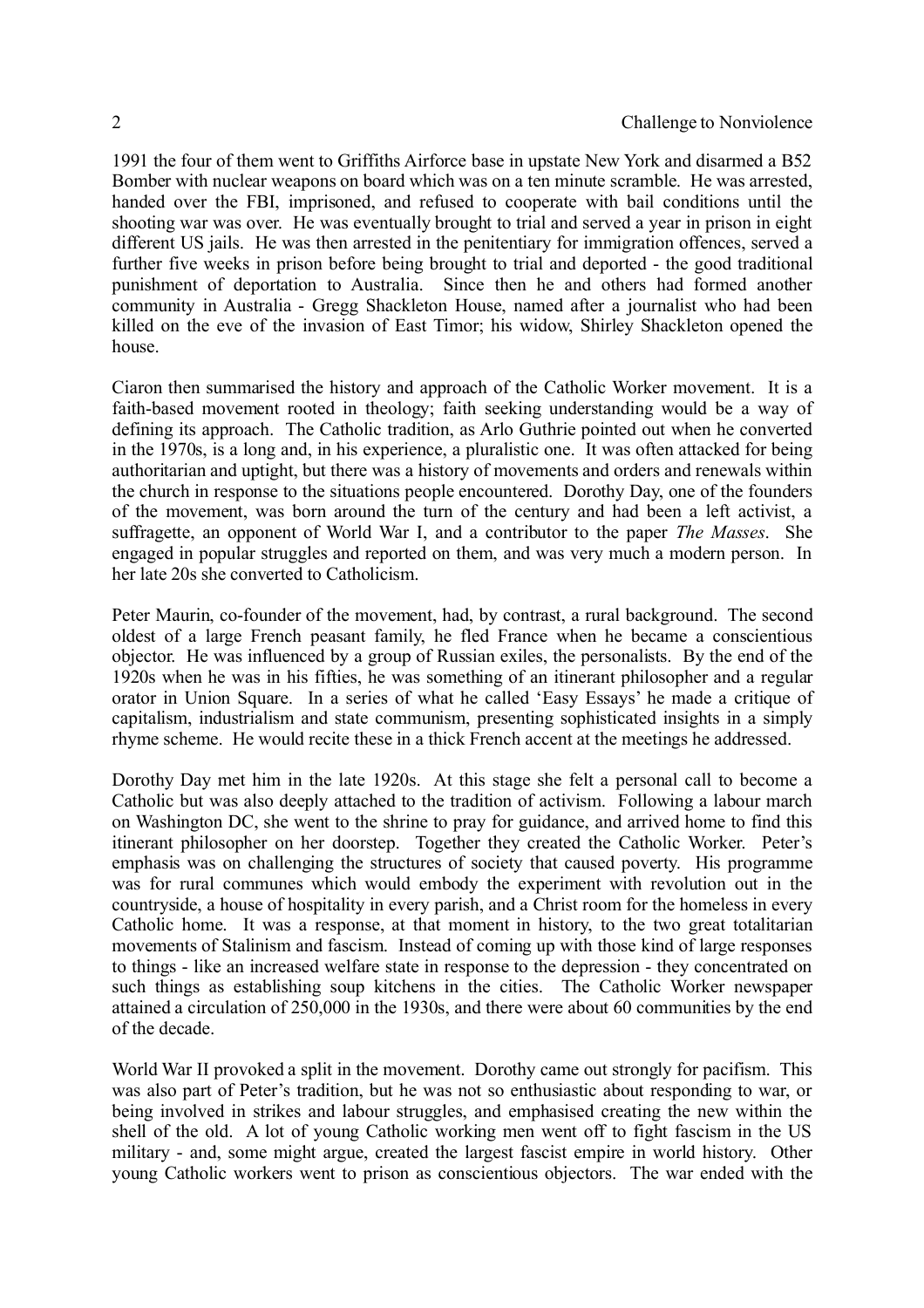1991 the four of them went to Griffiths Airforce base in upstate New York and disarmed a B52 Bomber with nuclear weapons on board which was on a ten minute scramble. He was arrested, handed over the FBI, imprisoned, and refused to cooperate with bail conditions until the shooting war was over. He was eventually brought to trial and served a year in prison in eight different US jails. He was then arrested in the penitentiary for immigration offences, served a further five weeks in prison before being brought to trial and deported - the good traditional punishment of deportation to Australia. Since then he and others had formed another community in Australia - Gregg Shackleton House, named after a journalist who had been killed on the eve of the invasion of East Timor; his widow, Shirley Shackleton opened the house.

Ciaron then summarised the history and approach of the Catholic Worker movement. It is a faith-based movement rooted in theology; faith seeking understanding would be a way of defining its approach. The Catholic tradition, as Arlo Guthrie pointed out when he converted in the 1970s, is a long and, in his experience, a pluralistic one. It was often attacked for being authoritarian and uptight, but there was a history of movements and orders and renewals within the church in response to the situations people encountered. Dorothy Day, one of the founders of the movement, was born around the turn of the century and had been a left activist, a suffragette, an opponent of World War I, and a contributor to the paper *The Masses*. She engaged in popular struggles and reported on them, and was very much a modern person. In her late 20s she converted to Catholicism.

Peter Maurin, co-founder of the movement, had, by contrast, a rural background. The second oldest of a large French peasant family, he fled France when he became a conscientious objector. He was influenced by a group of Russian exiles, the personalists. By the end of the 1920s when he was in his fifties, he was something of an itinerant philosopher and a regular orator in Union Square. In a series of what he called 'Easy Essays' he made a critique of capitalism, industrialism and state communism, presenting sophisticated insights in a simply rhyme scheme. He would recite these in a thick French accent at the meetings he addressed.

Dorothy Day met him in the late 1920s. At this stage she felt a personal call to become a Catholic but was also deeply attached to the tradition of activism. Following a labour march on Washington DC, she went to the shrine to pray for guidance, and arrived home to find this itinerant philosopher on her doorstep. Together they created the Catholic Worker. Peter's emphasis was on challenging the structures of society that caused poverty. His programme was for rural communes which would embody the experiment with revolution out in the countryside, a house of hospitality in every parish, and a Christ room for the homeless in every Catholic home. It was a response, at that moment in history, to the two great totalitarian movements of Stalinism and fascism. Instead of coming up with those kind of large responses to things - like an increased welfare state in response to the depression - they concentrated on such things as establishing soup kitchens in the cities. The Catholic Worker newspaper attained a circulation of 250,000 in the 1930s, and there were about 60 communities by the end of the decade.

World War II provoked a split in the movement. Dorothy came out strongly for pacifism. This was also part of Peter's tradition, but he was not so enthusiastic about responding to war, or being involved in strikes and labour struggles, and emphasised creating the new within the shell of the old. A lot of young Catholic working men went off to fight fascism in the US military - and, some might argue, created the largest fascist empire in world history. Other young Catholic workers went to prison as conscientious objectors. The war ended with the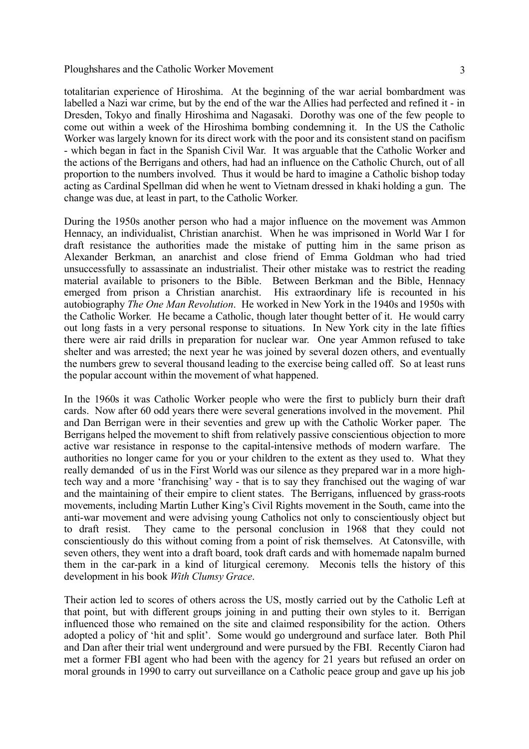totalitarian experience of Hiroshima. At the beginning of the war aerial bombardment was labelled a Nazi war crime, but by the end of the war the Allies had perfected and refined it - in Dresden, Tokyo and finally Hiroshima and Nagasaki. Dorothy was one of the few people to come out within a week of the Hiroshima bombing condemning it. In the US the Catholic Worker was largely known for its direct work with the poor and its consistent stand on pacifism - which began in fact in the Spanish Civil War. It was arguable that the Catholic Worker and the actions of the Berrigans and others, had had an influence on the Catholic Church, out of all proportion to the numbers involved. Thus it would be hard to imagine a Catholic bishop today acting as Cardinal Spellman did when he went to Vietnam dressed in khaki holding a gun. The change was due, at least in part, to the Catholic Worker.

During the 1950s another person who had a major influence on the movement was Ammon Hennacy, an individualist, Christian anarchist. When he was imprisoned in World War I for draft resistance the authorities made the mistake of putting him in the same prison as Alexander Berkman, an anarchist and close friend of Emma Goldman who had tried unsuccessfully to assassinate an industrialist. Their other mistake was to restrict the reading material available to prisoners to the Bible. Between Berkman and the Bible, Hennacy emerged from prison a Christian anarchist. His extraordinary life is recounted in his autobiography *The One Man Revolution*. He worked in New York in the 1940s and 1950s with the Catholic Worker. He became a Catholic, though later thought better of it. He would carry out long fasts in a very personal response to situations. In New York city in the late fifties there were air raid drills in preparation for nuclear war. One year Ammon refused to take shelter and was arrested; the next year he was joined by several dozen others, and eventually the numbers grew to several thousand leading to the exercise being called off. So at least runs the popular account within the movement of what happened.

In the 1960s it was Catholic Worker people who were the first to publicly burn their draft cards. Now after 60 odd years there were several generations involved in the movement. Phil and Dan Berrigan were in their seventies and grew up with the Catholic Worker paper. The Berrigans helped the movement to shift from relatively passive conscientious objection to more active war resistance in response to the capital-intensive methods of modern warfare. The authorities no longer came for you or your children to the extent as they used to. What they really demanded of us in the First World was our silence as they prepared war in a more high-tech way and a more 'franchising' way - that is to say they franchised out the waging of war and the maintaining of their empire to client states. The Berrigans, influenced by grass-roots movements, including Martin Luther King's Civil Rights movement in the South, came into the anti-war movement and were advising young Catholics not only to conscientiously object but to draft resist. They came to the personal conclusion in 1968 that they could not conscientiously do this without coming from a point of risk themselves. At Catonsville, with seven others, they went into a draft board, took draft cards and with homemade napalm burned them in the car-park in a kind of liturgical ceremony. Meconis tells the history of this development in his book *With Clumsy Grace*.

Their action led to scores of others across the US, mostly carried out by the Catholic Left at that point, but with different groups joining in and putting their own styles to it. Berrigan influenced those who remained on the site and claimed responsibility for the action. Others adopted a policy of 'hit and split'. Some would go underground and surface later. Both Phil and Dan after their trial went underground and were pursued by the FBI. Recently Ciaron had met a former FBI agent who had been with the agency for 21 years but refused an order on moral grounds in 1990 to carry out surveillance on a Catholic peace group and gave up his job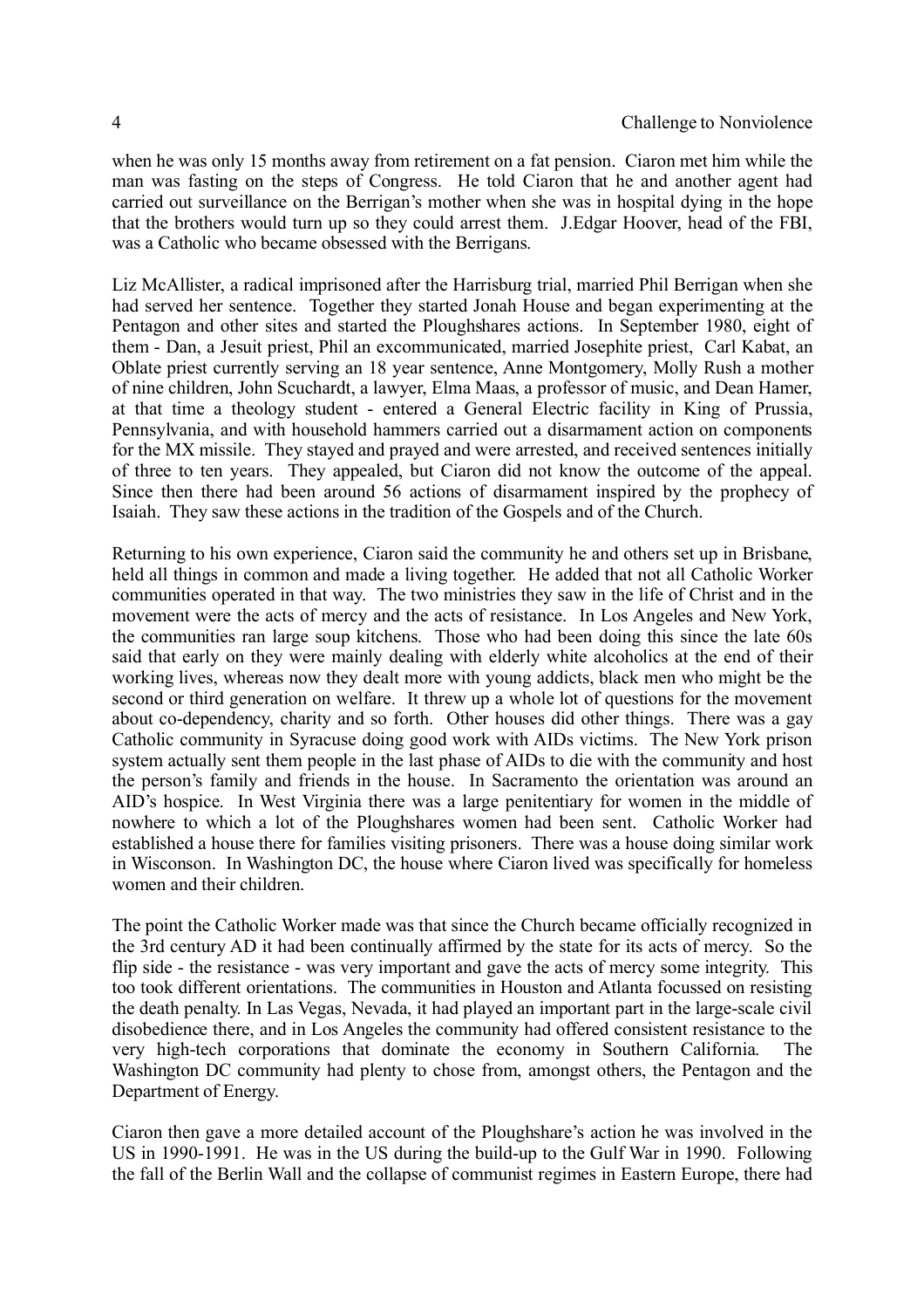when he was only 15 months away from retirement on a fat pension. Ciaron met him while the man was fasting on the steps of Congress. He told Ciaron that he and another agent had carried out surveillance on the Berrigan's mother when she was in hospital dying in the hope that the brothers would turn up so they could arrest them. J.Edgar Hoover, head of the FBI, was a Catholic who became obsessed with the Berrigans.

Liz McAllister, a radical imprisoned after the Harrisburg trial, married Phil Berrigan when she had served her sentence. Together they started Jonah House and began experimenting at the Pentagon and other sites and started the Ploughshares actions. In September 1980, eight of them - Dan, a Jesuit priest, Phil an excommunicated, married Josephite priest, Carl Kabat, an Oblate priest currently serving an 18 year sentence, Anne Montgomery, Molly Rush a mother of nine children, John Scuchardt, a lawyer, Elma Maas, a professor of music, and Dean Hamer, at that time a theology student - entered a General Electric facility in King of Prussia, Pennsylvania, and with household hammers carried out a disarmament action on components for the MX missile. They stayed and prayed and were arrested, and received sentences initially of three to ten years. They appealed, but Ciaron did not know the outcome of the appeal. Since then there had been around 56 actions of disarmament inspired by the prophecy of Isaiah. They saw these actions in the tradition of the Gospels and of the Church.

Returning to his own experience, Ciaron said the community he and others set up in Brisbane, held all things in common and made a living together. He added that not all Catholic Worker communities operated in that way. The two ministries they saw in the life of Christ and in the movement were the acts of mercy and the acts of resistance. In Los Angeles and New York, the communities ran large soup kitchens. Those who had been doing this since the late 60s said that early on they were mainly dealing with elderly white alcoholics at the end of their working lives, whereas now they dealt more with young addicts, black men who might be the second or third generation on welfare. It threw up a whole lot of questions for the movement about co-dependency, charity and so forth. Other houses did other things. There was a gay Catholic community in Syracuse doing good work with AIDs victims. The New York prison system actually sent them people in the last phase of AIDs to die with the community and host the person's family and friends in the house. In Sacramento the orientation was around an AID's hospice. In West Virginia there was a large penitentiary for women in the middle of nowhere to which a lot of the Ploughshares women had been sent. Catholic Worker had established a house there for families visiting prisoners. There was a house doing similar work in Wisconson. In Washington DC, the house where Ciaron lived was specifically for homeless women and their children.

The point the Catholic Worker made was that since the Church became officially recognized in the 3rd century AD it had been continually affirmed by the state for its acts of mercy. So the flip side - the resistance - was very important and gave the acts of mercy some integrity. This too took different orientations. The communities in Houston and Atlanta focussed on resisting the death penalty. In Las Vegas, Nevada, it had played an important part in the large-scale civil disobedience there, and in Los Angeles the community had offered consistent resistance to the very high-tech corporations that dominate the economy in Southern California. The Washington DC community had plenty to chose from, amongst others, the Pentagon and the Department of Energy.

Ciaron then gave a more detailed account of the Ploughshare's action he was involved in the US in 1990-1991. He was in the US during the build-up to the Gulf War in 1990. Following the fall of the Berlin Wall and the collapse of communist regimes in Eastern Europe, there had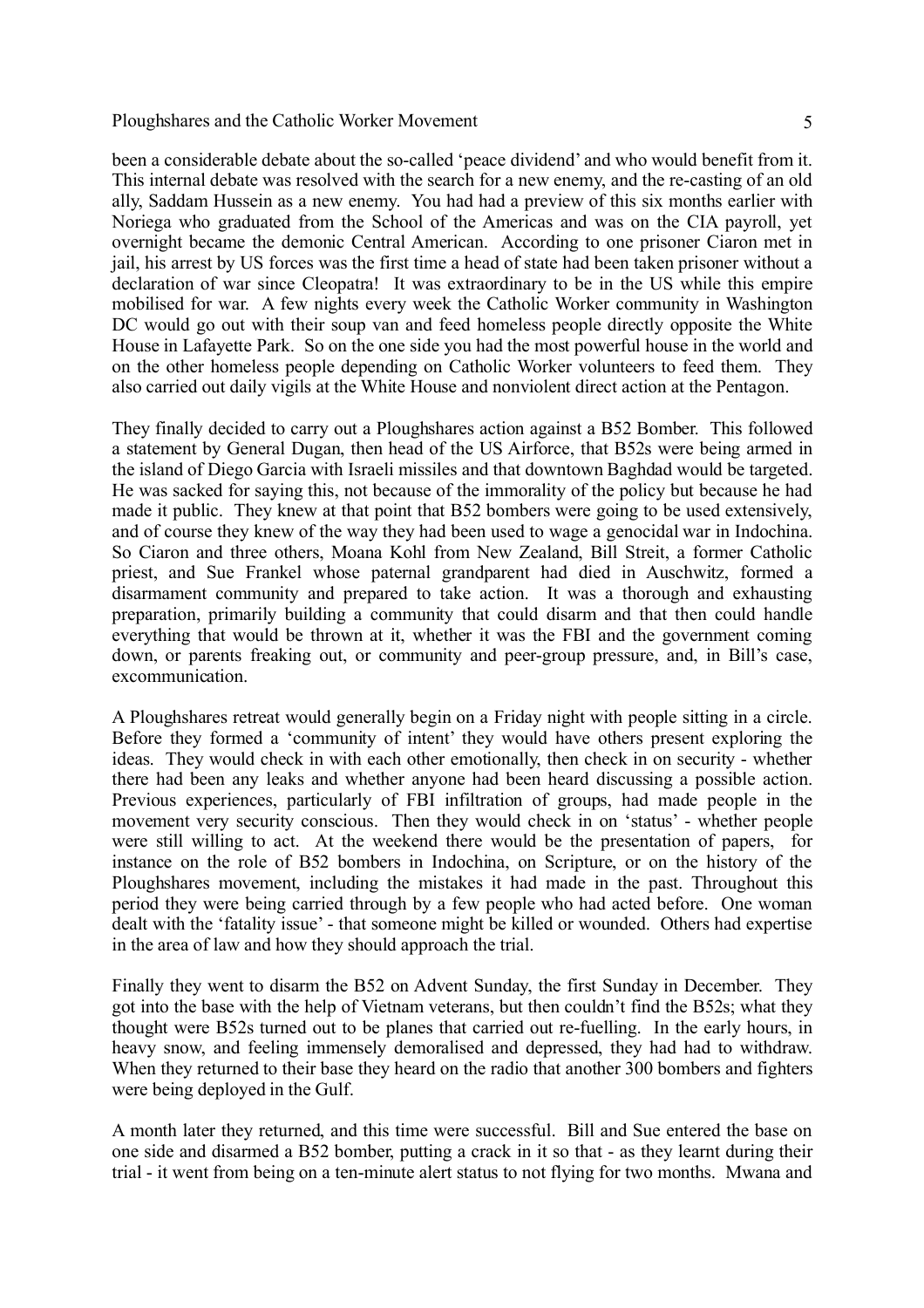been a considerable debate about the so-called 'peace dividend' and who would benefit from it. This internal debate was resolved with the search for a new enemy, and the re-casting of an old ally, Saddam Hussein as a new enemy. You had had a preview of this six months earlier with Noriega who graduated from the School of the Americas and was on the CIA payroll, yet overnight became the demonic Central American. According to one prisoner Ciaron met in jail, his arrest by US forces was the first time a head of state had been taken prisoner without a declaration of war since Cleopatra! It was extraordinary to be in the US while this empire mobilised for war. A few nights every week the Catholic Worker community in Washington DC would go out with their soup van and feed homeless people directly opposite the White House in Lafayette Park. So on the one side you had the most powerful house in the world and on the other homeless people depending on Catholic Worker volunteers to feed them. They also carried out daily vigils at the White House and nonviolent direct action at the Pentagon.

They finally decided to carry out a Ploughshares action against a B52 Bomber. This followed a statement by General Dugan, then head of the US Airforce, that B52s were being armed in the island of Diego Garcia with Israeli missiles and that downtown Baghdad would be targeted. He was sacked for saying this, not because of the immorality of the policy but because he had made it public. They knew at that point that B52 bombers were going to be used extensively, and of course they knew of the way they had been used to wage a genocidal war in Indochina. So Ciaron and three others, Moana Kohl from New Zealand, Bill Streit, a former Catholic priest, and Sue Frankel whose paternal grandparent had died in Auschwitz, formed a disarmament community and prepared to take action. It was a thorough and exhausting preparation, primarily building a community that could disarm and that then could handle everything that would be thrown at it, whether it was the FBI and the government coming down, or parents freaking out, or community and peer-group pressure, and, in Bill's case, excommunication.

A Ploughshares retreat would generally begin on a Friday night with people sitting in a circle. Before they formed a 'community of intent' they would have others present exploring the ideas. They would check in with each other emotionally, then check in on security - whether there had been any leaks and whether anyone had been heard discussing a possible action. Previous experiences, particularly of FBI infiltration of groups, had made people in the movement very security conscious. Then they would check in on 'status' - whether people were still willing to act. At the weekend there would be the presentation of papers, for instance on the role of B52 bombers in Indochina, on Scripture, or on the history of the Ploughshares movement, including the mistakes it had made in the past. Throughout this period they were being carried through by a few people who had acted before. One woman dealt with the 'fatality issue' - that someone might be killed or wounded. Others had expertise in the area of law and how they should approach the trial.

Finally they went to disarm the B52 on Advent Sunday, the first Sunday in December. They got into the base with the help of Vietnam veterans, but then couldn't find the B52s; what they thought were B52s turned out to be planes that carried out re-fuelling. In the early hours, in heavy snow, and feeling immensely demoralised and depressed, they had had to withdraw. When they returned to their base they heard on the radio that another 300 bombers and fighters were being deployed in the Gulf.

A month later they returned, and this time were successful. Bill and Sue entered the base on one side and disarmed a B52 bomber, putting a crack in it so that - as they learnt during their trial - it went from being on a ten-minute alert status to not flying for two months. Mwana and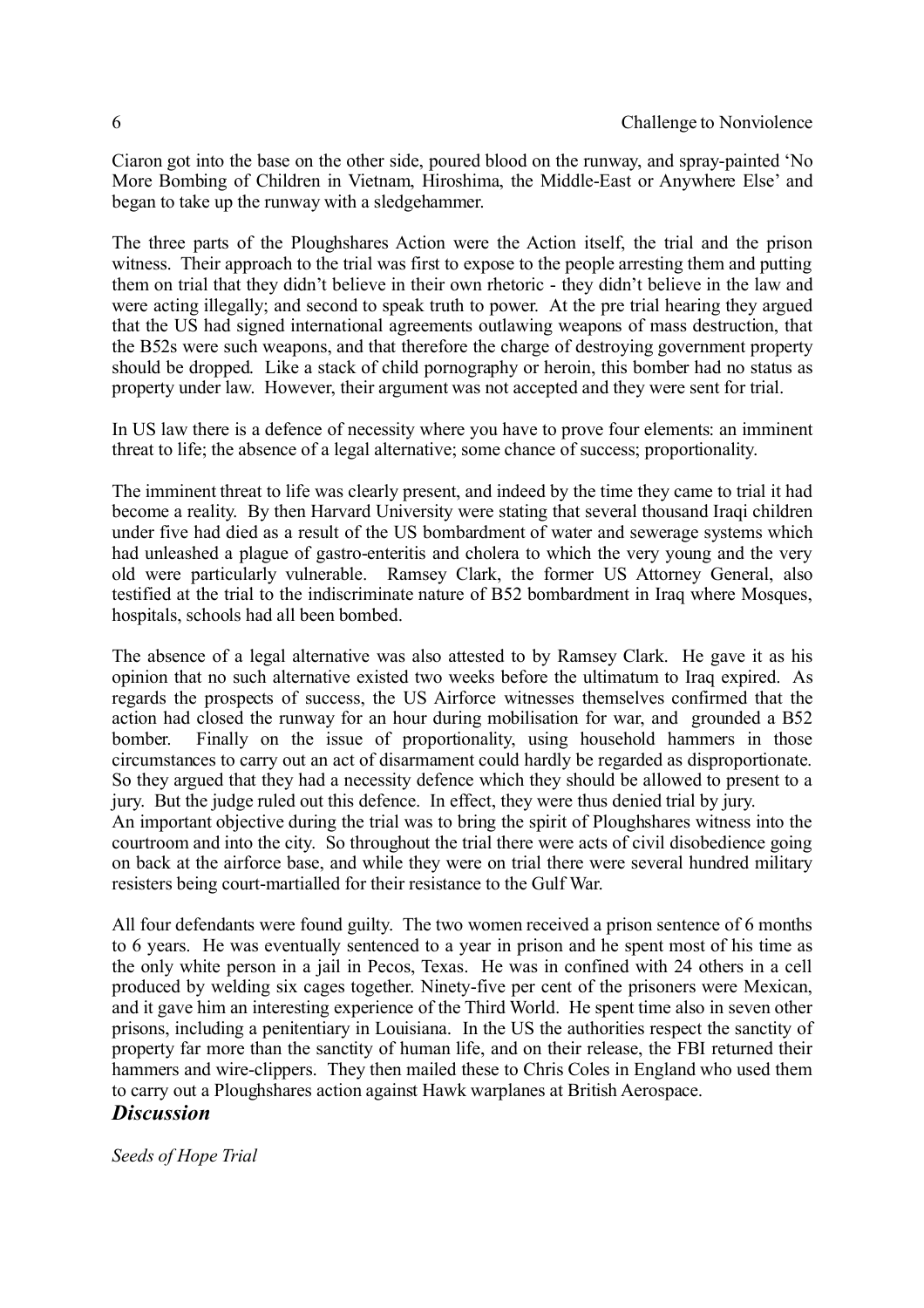Ciaron got into the base on the other side, poured blood on the runway, and spray-painted 'No More Bombing of Children in Vietnam, Hiroshima, the Middle-East or Anywhere Else' and began to take up the runway with a sledgehammer.

The three parts of the Ploughshares Action were the Action itself, the trial and the prison witness. Their approach to the trial was first to expose to the people arresting them and putting them on trial that they didn't believe in their own rhetoric - they didn't believe in the law and were acting illegally; and second to speak truth to power. At the pre trial hearing they argued that the US had signed international agreements outlawing weapons of mass destruction, that the B52s were such weapons, and that therefore the charge of destroying government property should be dropped. Like a stack of child pornography or heroin, this bomber had no status as property under law. However, their argument was not accepted and they were sent for trial.

In US law there is a defence of necessity where you have to prove four elements: an imminent threat to life; the absence of a legal alternative; some chance of success; proportionality.

The imminent threat to life was clearly present, and indeed by the time they came to trial it had become a reality. By then Harvard University were stating that several thousand Iraqi children under five had died as a result of the US bombardment of water and sewerage systems which had unleashed a plague of gastro-enteritis and cholera to which the very young and the very old were particularly vulnerable. Ramsey Clark, the former US Attorney General, also testified at the trial to the indiscriminate nature of B52 bombardment in Iraq where Mosques, hospitals, schools had all been bombed.

The absence of a legal alternative was also attested to by Ramsey Clark. He gave it as his opinion that no such alternative existed two weeks before the ultimatum to Iraq expired. As regards the prospects of success, the US Airforce witnesses themselves confirmed that the action had closed the runway for an hour during mobilisation for war, and grounded a B52 bomber. Finally on the issue of proportionality, using household hammers in those circumstances to carry out an act of disarmament could hardly be regarded as disproportionate. So they argued that they had a necessity defence which they should be allowed to present to a jury. But the judge ruled out this defence. In effect, they were thus denied trial by jury.

An important objective during the trial was to bring the spirit of Ploughshares witness into the courtroom and into the city. So throughout the trial there were acts of civil disobedience going on back at the airforce base, and while they were on trial there were several hundred military resisters being court-martialled for their resistance to the Gulf War.

All four defendants were found guilty. The two women received a prison sentence of 6 months to 6 years. He was eventually sentenced to a year in prison and he spent most of his time as the only white person in a jail in Pecos, Texas. He was in confined with 24 others in a cell produced by welding six cages together. Ninety-five per cent of the prisoners were Mexican, and it gave him an interesting experience of the Third World. He spent time also in seven other prisons, including a penitentiary in Louisiana. In the US the authorities respect the sanctity of property far more than the sanctity of human life, and on their release, the FBI returned their hammers and wire-clippers. They then mailed these to Chris Coles in England who used them to carry out a Ploughshares action against Hawk warplanes at British Aerospace.

## *Discussion*

*Seeds of Hope Trial*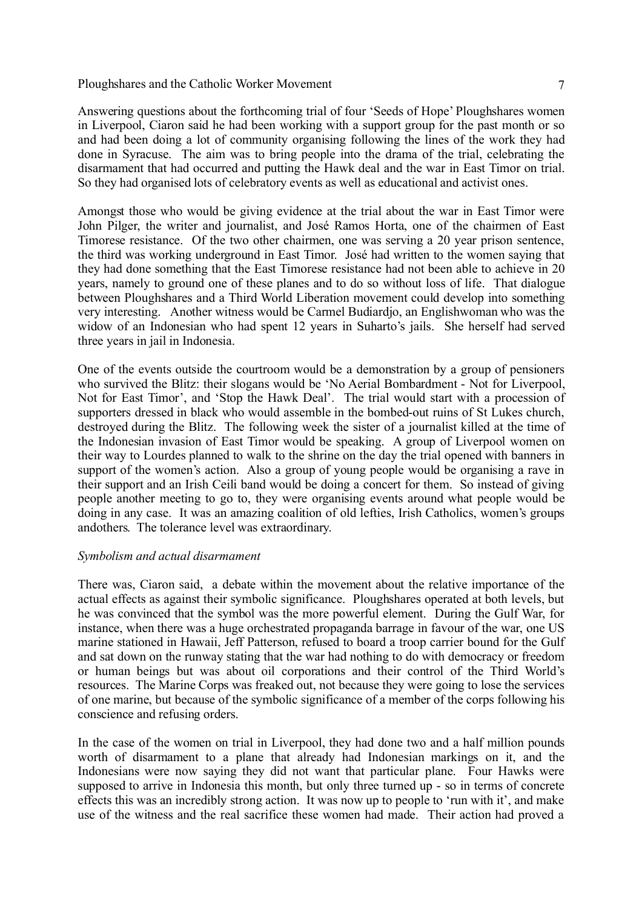Answering questions about the forthcoming trial of four 'Seeds of Hope' Ploughshares women in Liverpool, Ciaron said he had been working with a support group for the past month or so and had been doing a lot of community organising following the lines of the work they had done in Syracuse. The aim was to bring people into the drama of the trial, celebrating the disarmament that had occurred and putting the Hawk deal and the war in East Timor on trial. So they had organised lots of celebratory events as well as educational and activist ones.

Amongst those who would be giving evidence at the trial about the war in East Timor were John Pilger, the writer and journalist, and José Ramos Horta, one of the chairmen of East Timorese resistance. Of the two other chairmen, one was serving a 20 year prison sentence, the third was working underground in East Timor. José had written to the women saying that they had done something that the East Timorese resistance had not been able to achieve in 20 years, namely to ground one of these planes and to do so without loss of life. That dialogue between Ploughshares and a Third World Liberation movement could develop into something very interesting. Another witness would be Carmel Budiardjo, an Englishwoman who was the widow of an Indonesian who had spent 12 years in Suharto's jails. She herself had served three years in jail in Indonesia.

One of the events outside the courtroom would be a demonstration by a group of pensioners who survived the Blitz: their slogans would be 'No Aerial Bombardment - Not for Liverpool, Not for East Timor', and 'Stop the Hawk Deal'. The trial would start with a procession of supporters dressed in black who would assemble in the bombed-out ruins of St Lukes church, destroyed during the Blitz. The following week the sister of a journalist killed at the time of the Indonesian invasion of East Timor would be speaking. A group of Liverpool women on their way to Lourdes planned to walk to the shrine on the day the trial opened with banners in support of the women's action. Also a group of young people would be organising a rave in their support and an Irish Ceili band would be doing a concert for them. So instead of giving people another meeting to go to, they were organising events around what people would be doing in any case. It was an amazing coalition of old lefties, Irish Catholics, women's groups andothers. The tolerance level was extraordinary.

*Symbolism and actual disarmament*

There was, Ciaron said, a debate within the movement about the relative importance of the actual effects as against their symbolic significance. Ploughshares operated at both levels, but he was convinced that the symbol was the more powerful element. During the Gulf War, for instance, when there was a huge orchestrated propaganda barrage in favour of the war, one US marine stationed in Hawaii, Jeff Patterson, refused to board a troop carrier bound for the Gulf and sat down on the runway stating that the war had nothing to do with democracy or freedom or human beings but was about oil corporations and their control of the Third World's resources. The Marine Corps was freaked out, not because they were going to lose the services of one marine, but because of the symbolic significance of a member of the corps following his conscience and refusing orders.

In the case of the women on trial in Liverpool, they had done two and a half million pounds worth of disarmament to a plane that already had Indonesian markings on it, and the Indonesians were now saying they did not want that particular plane. Four Hawks were supposed to arrive in Indonesia this month, but only three turned up - so in terms of concrete effects this was an incredibly strong action. It was now up to people to 'run with it', and make use of the witness and the real sacrifice these women had made. Their action had proved a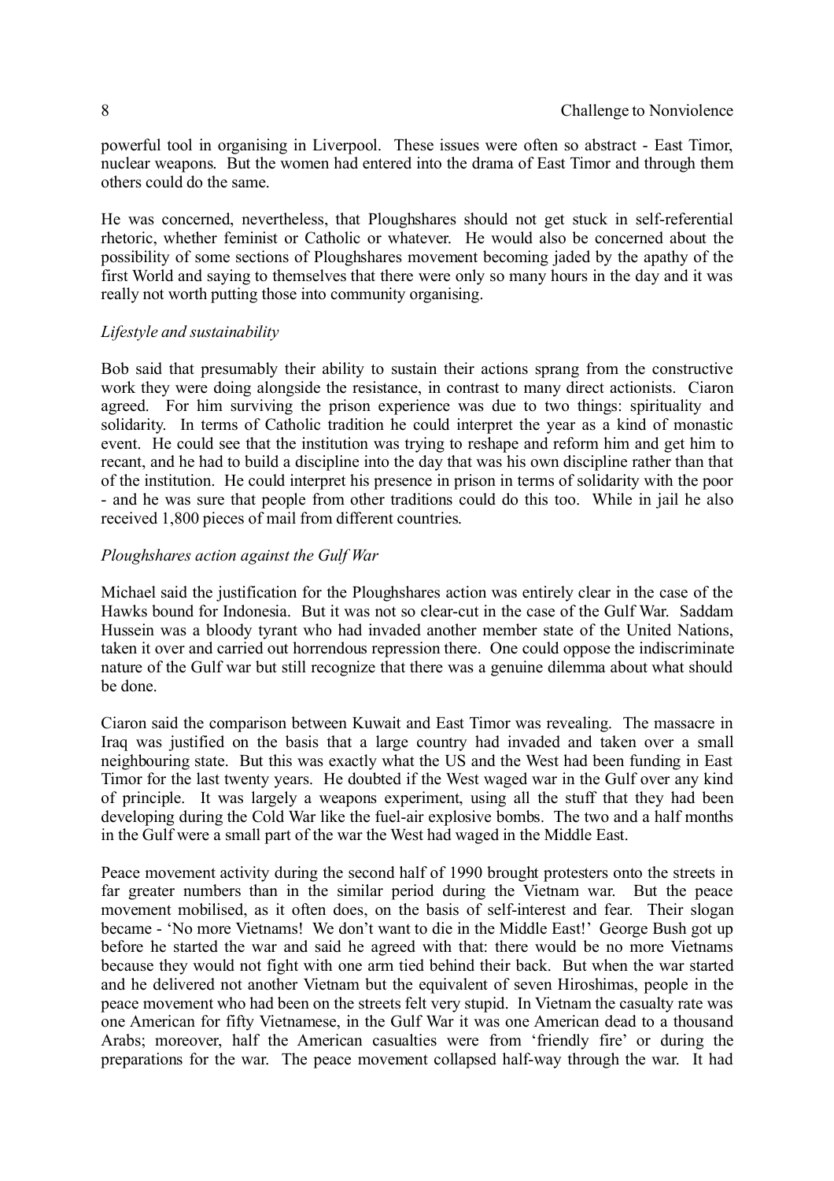powerful tool in organising in Liverpool. These issues were often so abstract - East Timor, nuclear weapons. But the women had entered into the drama of East Timor and through them others could do the same.

He was concerned, nevertheless, that Ploughshares should not get stuck in self-referential rhetoric, whether feminist or Catholic or whatever. He would also be concerned about the possibility of some sections of Ploughshares movement becoming jaded by the apathy of the first World and saying to themselves that there were only so many hours in the day and it was really not worth putting those into community organising.

*Lifestyle and sustainability*

Bob said that presumably their ability to sustain their actions sprang from the constructive work they were doing alongside the resistance, in contrast to many direct actionists. Ciaron agreed. For him surviving the prison experience was due to two things: spirituality and solidarity. In terms of Catholic tradition he could interpret the year as a kind of monastic event. He could see that the institution was trying to reshape and reform him and get him to recant, and he had to build a discipline into the day that was his own discipline rather than that of the institution. He could interpret his presence in prison in terms of solidarity with the poor - and he was sure that people from other traditions could do this too. While in jail he also received 1,800 pieces of mail from different countries.

*Ploughshares action against the Gulf War*

Michael said the justification for the Ploughshares action was entirely clear in the case of the Hawks bound for Indonesia. But it was not so clear-cut in the case of the Gulf War. Saddam Hussein was a bloody tyrant who had invaded another member state of the United Nations, taken it over and carried out horrendous repression there. One could oppose the indiscriminate nature of the Gulf war but still recognize that there was a genuine dilemma about what should be done.

Ciaron said the comparison between Kuwait and East Timor was revealing. The massacre in Iraq was justified on the basis that a large country had invaded and taken over a small neighbouring state. But this was exactly what the US and the West had been funding in East Timor for the last twenty years. He doubted if the West waged war in the Gulf over any kind of principle. It was largely a weapons experiment, using all the stuff that they had been developing during the Cold War like the fuel-air explosive bombs. The two and a half months in the Gulf were a small part of the war the West had waged in the Middle East.

Peace movement activity during the second half of 1990 brought protesters onto the streets in far greater numbers than in the similar period during the Vietnam war. But the peace movement mobilised, as it often does, on the basis of self-interest and fear. Their slogan became - 'No more Vietnams! We don't want to die in the Middle East!' George Bush got up before he started the war and said he agreed with that: there would be no more Vietnams because they would not fight with one arm tied behind their back. But when the war started and he delivered not another Vietnam but the equivalent of seven Hiroshimas, people in the peace movement who had been on the streets felt very stupid. In Vietnam the casualty rate was one American for fifty Vietnamese, in the Gulf War it was one American dead to a thousand Arabs; moreover, half the American casualties were from 'friendly fire' or during the preparations for the war. The peace movement collapsed half-way through the war. It had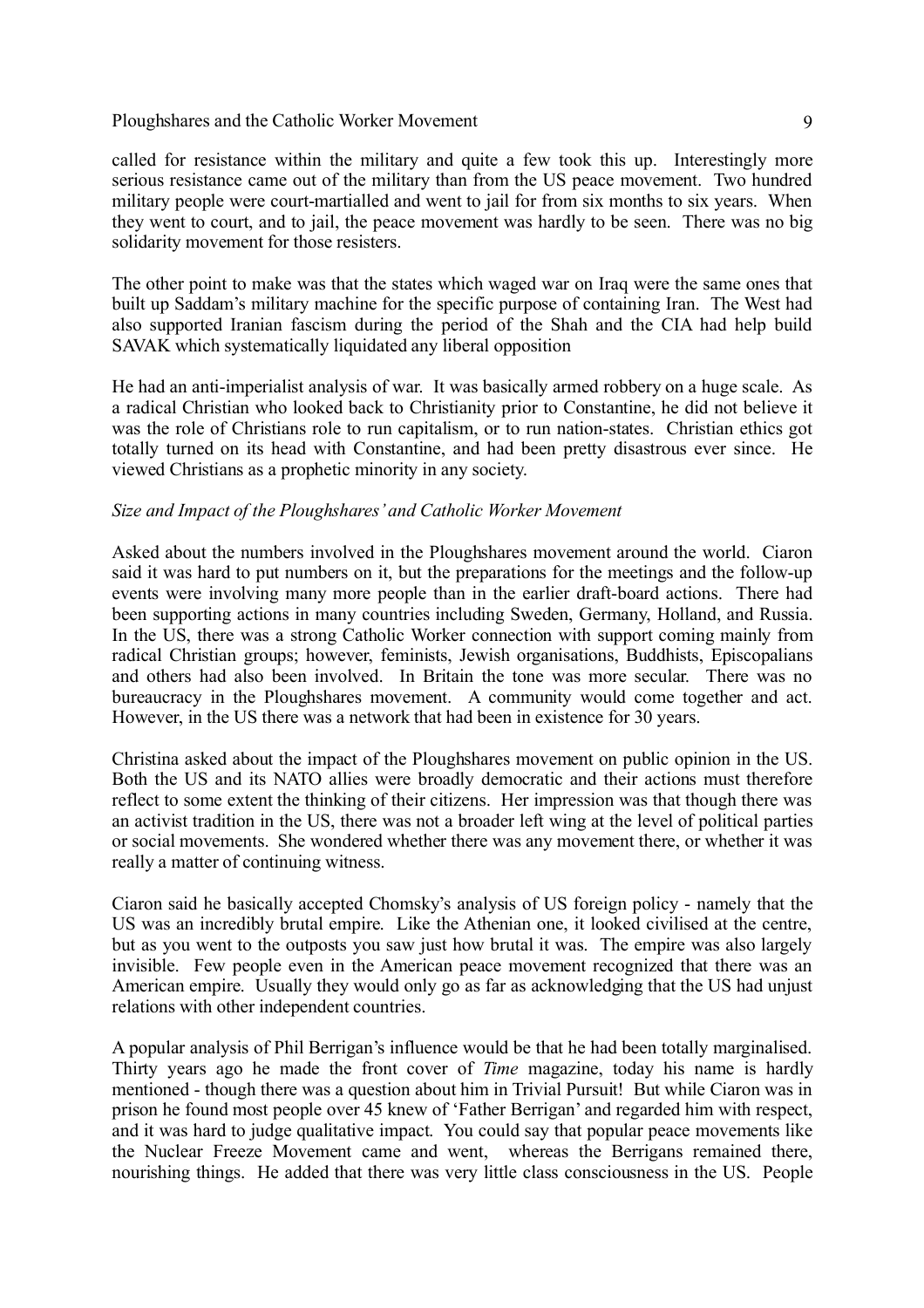called for resistance within the military and quite a few took this up. Interestingly more serious resistance came out of the military than from the US peace movement. Two hundred military people were court-martialled and went to jail for from six months to six years. When they went to court, and to jail, the peace movement was hardly to be seen. There was no big solidarity movement for those resisters.

The other point to make was that the states which waged war on Iraq were the same ones that built up Saddam's military machine for the specific purpose of containing Iran. The West had also supported Iranian fascism during the period of the Shah and the CIA had help build SAVAK which systematically liquidated any liberal opposition

He had an anti-imperialist analysis of war. It was basically armed robbery on a huge scale. As a radical Christian who looked back to Christianity prior to Constantine, he did not believe it was the role of Christians role to run capitalism, or to run nation-states. Christian ethics got totally turned on its head with Constantine, and had been pretty disastrous ever since. He viewed Christians as a prophetic minority in any society.

*Size and Impact of the Ploughshares' and Catholic Worker Movement*

Asked about the numbers involved in the Ploughshares movement around the world. Ciaron said it was hard to put numbers on it, but the preparations for the meetings and the follow-up events were involving many more people than in the earlier draft-board actions. There had been supporting actions in many countries including Sweden, Germany, Holland, and Russia. In the US, there was a strong Catholic Worker connection with support coming mainly from radical Christian groups; however, feminists, Jewish organisations, Buddhists, Episcopalians and others had also been involved. In Britain the tone was more secular. There was no bureaucracy in the Ploughshares movement. A community would come together and act. However, in the US there was a network that had been in existence for 30 years.

Christina asked about the impact of the Ploughshares movement on public opinion in the US. Both the US and its NATO allies were broadly democratic and their actions must therefore reflect to some extent the thinking of their citizens. Her impression was that though there was an activist tradition in the US, there was not a broader left wing at the level of political parties or social movements. She wondered whether there was any movement there, or whether it was really a matter of continuing witness.

Ciaron said he basically accepted Chomsky's analysis of US foreign policy - namely that the US was an incredibly brutal empire. Like the Athenian one, it looked civilised at the centre, but as you went to the outposts you saw just how brutal it was. The empire was also largely invisible. Few people even in the American peace movement recognized that there was an American empire. Usually they would only go as far as acknowledging that the US had unjust relations with other independent countries.

A popular analysis of Phil Berrigan's influence would be that he had been totally marginalised. Thirty years ago he made the front cover of *Time* magazine, today his name is hardly mentioned - though there was a question about him in Trivial Pursuit! But while Ciaron was in prison he found most people over 45 knew of 'Father Berrigan' and regarded him with respect, and it was hard to judge qualitative impact. You could say that popular peace movements like the Nuclear Freeze Movement came and went, whereas the Berrigans remained there, nourishing things. He added that there was very little class consciousness in the US. People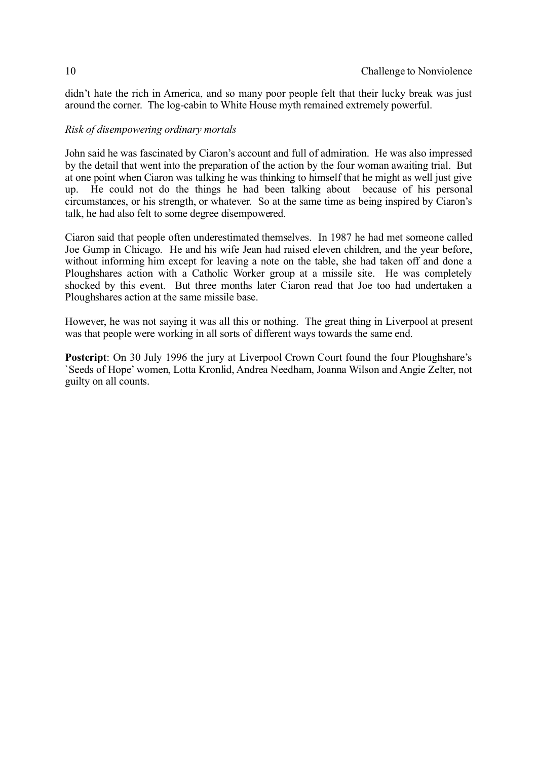didn't hate the rich in America, and so many poor people felt that their lucky break was just around the corner. The log-cabin to White House myth remained extremely powerful.

*Risk of disempowering ordinary mortals*

John said he was fascinated by Ciaron's account and full of admiration. He was also impressed by the detail that went into the preparation of the action by the four woman awaiting trial. But at one point when Ciaron was talking he was thinking to himself that he might as well just give up. He could not do the things he had been talking about because of his personal circumstances, or his strength, or whatever. So at the same time as being inspired by Ciaron's talk, he had also felt to some degree disempowered.

Ciaron said that people often underestimated themselves. In 1987 he had met someone called Joe Gump in Chicago. He and his wife Jean had raised eleven children, and the year before, without informing him except for leaving a note on the table, she had taken off and done a Ploughshares action with a Catholic Worker group at a missile site. He was completely shocked by this event. But three months later Ciaron read that Joe too had undertaken a Ploughshares action at the same missile base.

However, he was not saying it was all this or nothing. The great thing in Liverpool at present was that people were working in all sorts of different ways towards the same end.

**Postcript**: On 30 July 1996 the jury at Liverpool Crown Court found the four Ploughshare's `Seeds of Hope' women, Lotta Kronlid, Andrea Needham, Joanna Wilson and Angie Zelter, not guilty on all counts.